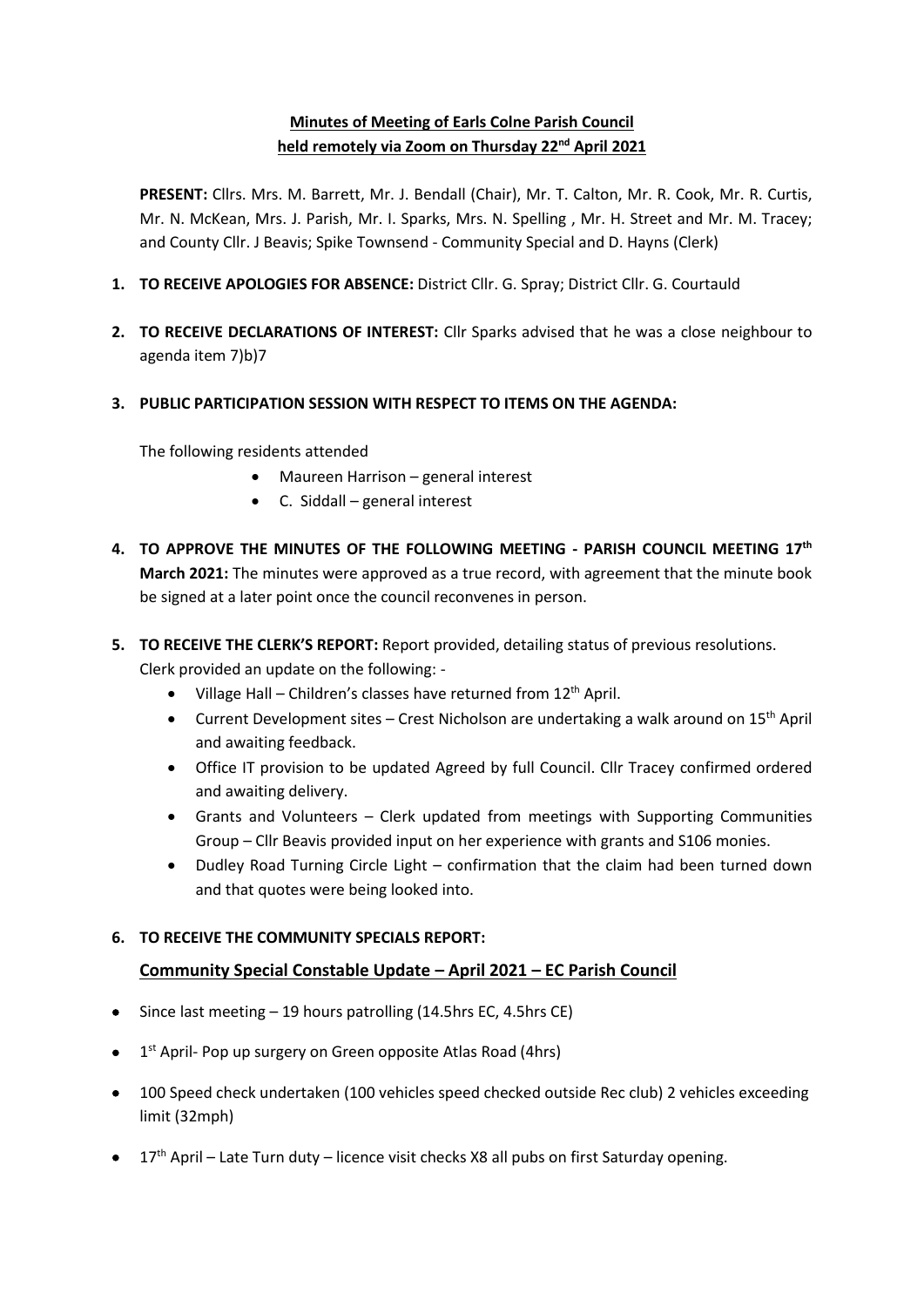# Minutes of Meeting of Earls Colne Parish Council held remotely via Zoom on Thursday 22nd April 2021

**PRESENT:** Cllrs. Mrs. M. Barrett, Mr. J. Bendall (Chair), Mr. T. Calton, Mr. R. Cook, Mr. R. Curtis, Mr. N. McKean, Mrs. J. Parish, Mr. I. Sparks, Mrs. N. Spelling , Mr. H. Street and Mr. M. Tracey; and County Cllr. J Beavis; Spike Townsend - Community Special and D. Hayns (Clerk)

1. **TO RECEIVE APOLOGIES FOR ABSENCE:** District Cllr. G. Spray; District Cllr. G. Courtauld

2. **TO RECEIVE DECLARATIONS OF INTEREST:** Cllr Sparks advised that he was a close neighbour to agenda item 7)b)7

3. **PUBLIC PARTICIPATION SESSION WITH RESPECT TO ITEMS ON THE AGENDA:**

   The following residents attended

   - Maureen Harrison – general interest
   - C. Siddall – general interest

4. **TO APPROVE THE MINUTES OF THE FOLLOWING MEETING - PARISH COUNCIL MEETING 17th March 2021:** The minutes were approved as a true record, with agreement that the minute book be signed at a later point once the council reconvenes in person.

5. **TO RECEIVE THE CLERK'S REPORT:** Report provided, detailing status of previous resolutions. Clerk provided an update on the following: -

   - Village Hall – Children's classes have returned from 12th April.
   - Current Development sites – Crest Nicholson are undertaking a walk around on 15th April and awaiting feedback.
   - Office IT provision to be updated Agreed by full Council. Cllr Tracey confirmed ordered and awaiting delivery.
   - Grants and Volunteers – Clerk updated from meetings with Supporting Communities Group – Cllr Beavis provided input on her experience with grants and S106 monies.
   - Dudley Road Turning Circle Light – confirmation that the claim had been turned down and that quotes were being looked into.

6. **TO RECEIVE THE COMMUNITY SPECIALS REPORT:**

## Community Special Constable Update – April 2021 – EC Parish Council

- Since last meeting – 19 hours patrolling (14.5hrs EC, 4.5hrs CE)
- 1st April- Pop up surgery on Green opposite Atlas Road (4hrs)
- 100 Speed check undertaken (100 vehicles speed checked outside Rec club) 2 vehicles exceeding limit (32mph)
- 17th April – Late Turn duty – licence visit checks X8 all pubs on first Saturday opening.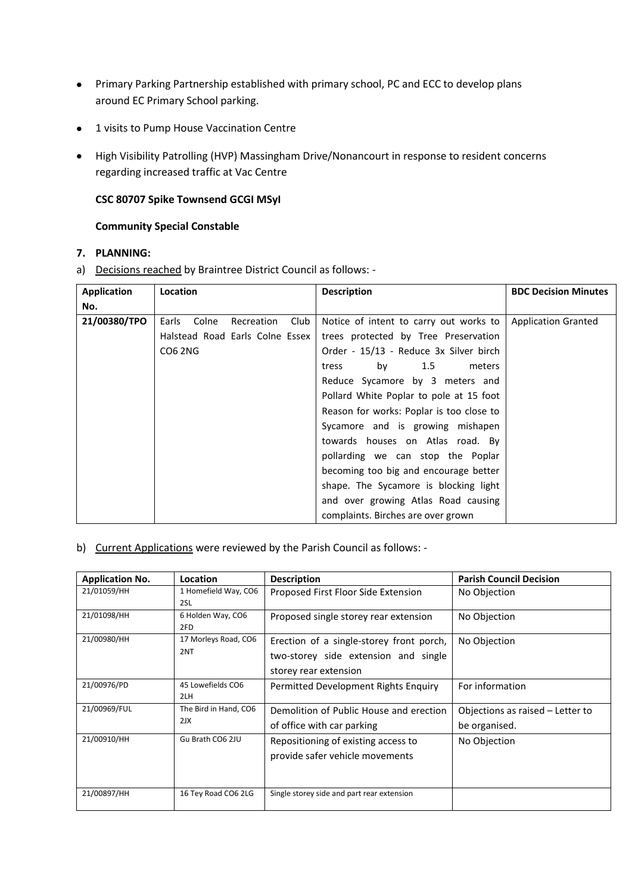- Primary Parking Partnership established with primary school, PC and ECC to develop plans around EC Primary School parking.
- 1 visits to Pump House Vaccination Centre
- High Visibility Patrolling (HVP) Massingham Drive/Nonancourt in response to resident concerns regarding increased traffic at Vac Centre

**CSC 80707 Spike Townsend GCGI MSyI**

**Community Special Constable**

## 7. PLANNING:

a) Decisions reached by Braintree District Council as follows: -

| Application No. | Location | Description | BDC Decision Minutes |
|---|---|---|---|
| **21/00380/TPO** | Earls Colne Recreation Club Halstead Road Earls Colne Essex CO6 2NG | Notice of intent to carry out works to trees protected by Tree Preservation Order - 15/13 - Reduce 3x Silver birch tress by 1.5 meters Reduce Sycamore by 3 meters and Pollard White Poplar to pole at 15 foot Reason for works: Poplar is too close to Sycamore and is growing mishapen towards houses on Atlas road. By pollarding we can stop the Poplar becoming too big and encourage better shape. The Sycamore is blocking light and over growing Atlas Road causing complaints. Birches are over grown | Application Granted |

b) Current Applications were reviewed by the Parish Council as follows: -

| Application No. | Location | Description | Parish Council Decision |
|---|---|---|---|
| 21/01059/HH | 1 Homefield Way, CO6 2SL | Proposed First Floor Side Extension | No Objection |
| 21/01098/HH | 6 Holden Way, CO6 2FD | Proposed single storey rear extension | No Objection |
| 21/00980/HH | 17 Morleys Road, CO6 2NT | Erection of a single-storey front porch, two-storey side extension and single storey rear extension | No Objection |
| 21/00976/PD | 45 Lowefields CO6 2LH | Permitted Development Rights Enquiry | For information |
| 21/00969/FUL | The Bird in Hand, CO6 2JX | Demolition of Public House and erection of office with car parking | Objections as raised – Letter to be organised. |
| 21/00910/HH | Gu Brath CO6 2JU | Repositioning of existing access to provide safer vehicle movements | No Objection |
| 21/00897/HH | 16 Tey Road CO6 2LG | Single storey side and part rear extension | |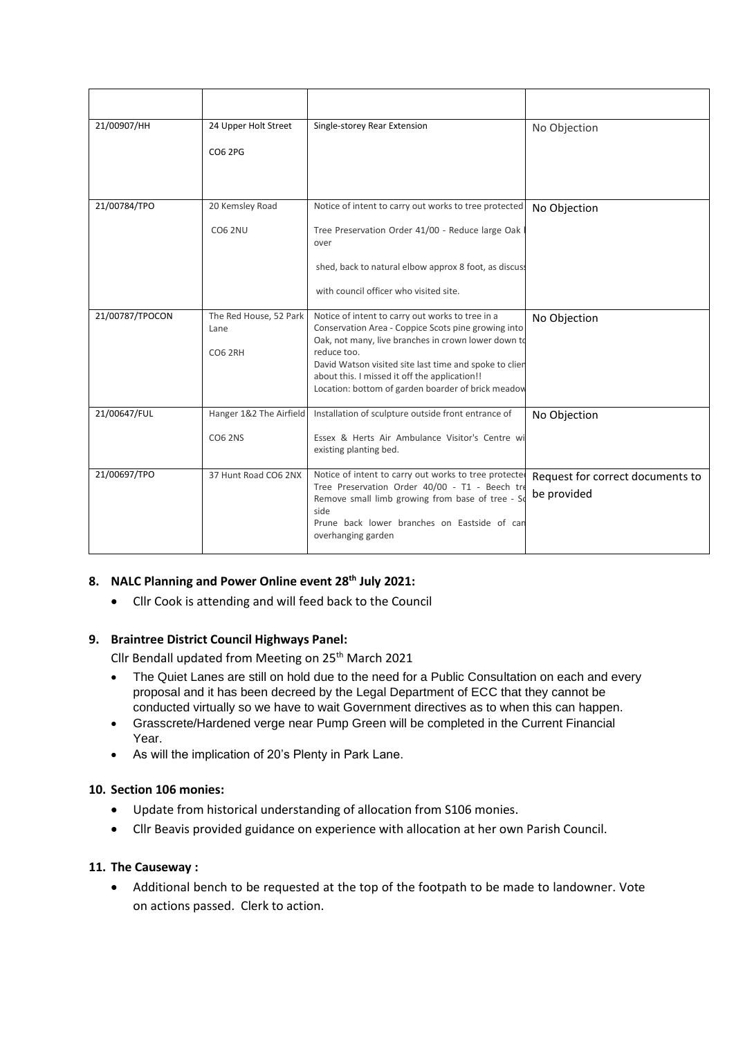| | | | |
|---|---|---|---|
| 21/00907/HH | 24 Upper Holt Street<br><br>CO6 2PG | Single-storey Rear Extension | No Objection |
| 21/00784/TPO | 20 Kemsley Road<br><br>CO6 2NU | Notice of intent to carry out works to tree protected<br><br>Tree Preservation Order 41/00 - Reduce large Oak over<br><br>shed, back to natural elbow approx 8 foot, as discuss<br><br>with council officer who visited site. | No Objection |
| 21/00787/TPOCON | The Red House, 52 Park Lane<br><br>CO6 2RH | Notice of intent to carry out works to tree in a Conservation Area - Coppice Scots pine growing into Oak, not many, live branches in crown lower down to reduce too.<br>David Watson visited site last time and spoke to clien about this. I missed it off the application!!<br>Location: bottom of garden boarder of brick meadow | No Objection |
| 21/00647/FUL | Hanger 1&2 The Airfield<br><br>CO6 2NS | Installation of sculpture outside front entrance of<br><br>Essex & Herts Air Ambulance Visitor's Centre wi existing planting bed. | No Objection |
| 21/00697/TPO | 37 Hunt Road CO6 2NX | Notice of intent to carry out works to tree protecte Tree Preservation Order 40/00 - T1 - Beech tre Remove small limb growing from base of tree - So side<br>Prune back lower branches on Eastside of can overhanging garden | Request for correct documents to be provided |

## 8. NALC Planning and Power Online event 28th July 2021:

- Cllr Cook is attending and will feed back to the Council

## 9. Braintree District Council Highways Panel:

Cllr Bendall updated from Meeting on 25th March 2021

- The Quiet Lanes are still on hold due to the need for a Public Consultation on each and every proposal and it has been decreed by the Legal Department of ECC that they cannot be conducted virtually so we have to wait Government directives as to when this can happen.
- Grasscrete/Hardened verge near Pump Green will be completed in the Current Financial Year.
- As will the implication of 20's Plenty in Park Lane.

## 10. Section 106 monies:

- Update from historical understanding of allocation from S106 monies.
- Cllr Beavis provided guidance on experience with allocation at her own Parish Council.

## 11. The Causeway :

- Additional bench to be requested at the top of the footpath to be made to landowner. Vote on actions passed. Clerk to action.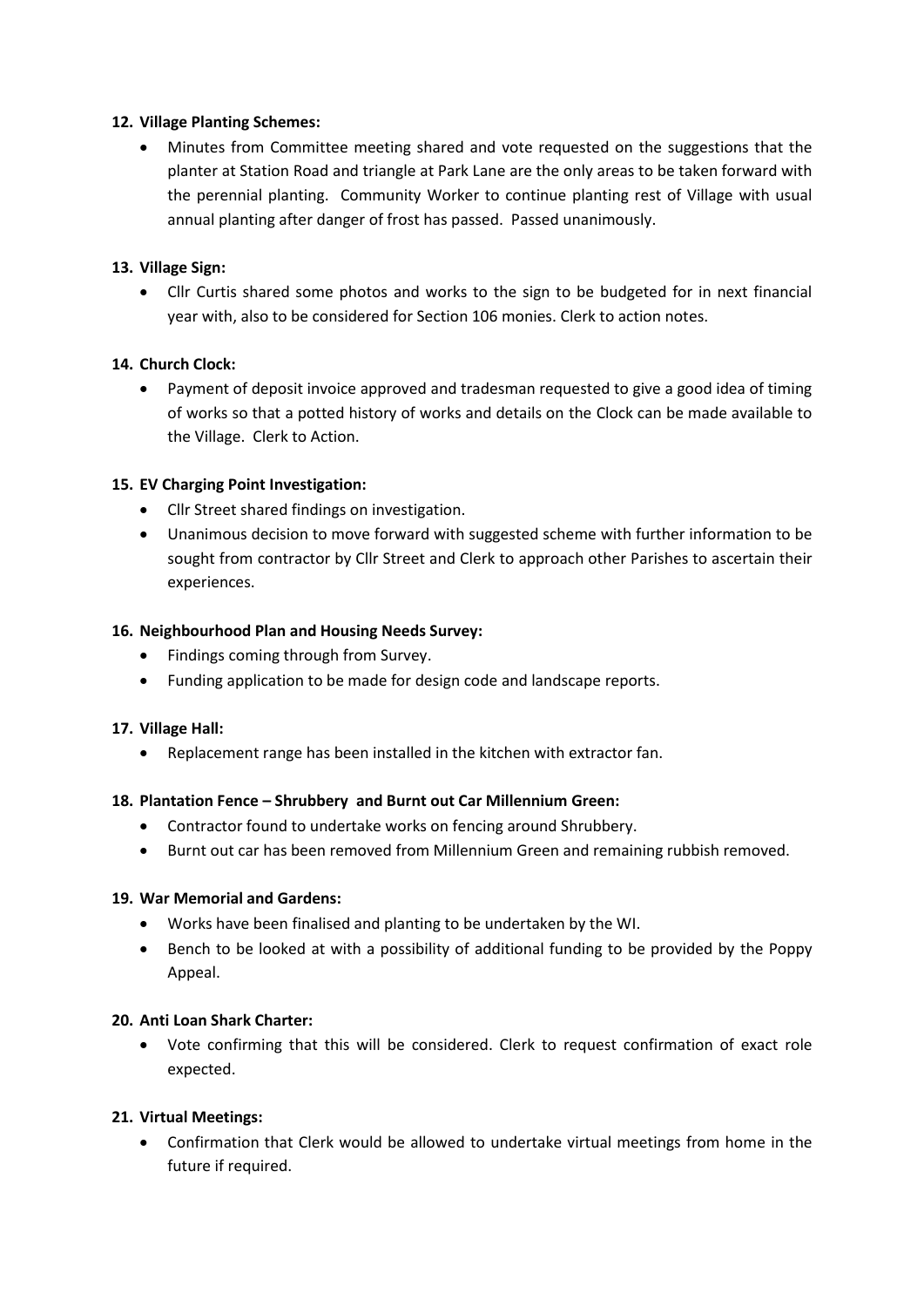**12. Village Planting Schemes:**

- Minutes from Committee meeting shared and vote requested on the suggestions that the planter at Station Road and triangle at Park Lane are the only areas to be taken forward with the perennial planting. Community Worker to continue planting rest of Village with usual annual planting after danger of frost has passed. Passed unanimously.

**13. Village Sign:**

- Cllr Curtis shared some photos and works to the sign to be budgeted for in next financial year with, also to be considered for Section 106 monies. Clerk to action notes.

**14. Church Clock:**

- Payment of deposit invoice approved and tradesman requested to give a good idea of timing of works so that a potted history of works and details on the Clock can be made available to the Village. Clerk to Action.

**15. EV Charging Point Investigation:**

- Cllr Street shared findings on investigation.
- Unanimous decision to move forward with suggested scheme with further information to be sought from contractor by Cllr Street and Clerk to approach other Parishes to ascertain their experiences.

**16. Neighbourhood Plan and Housing Needs Survey:**

- Findings coming through from Survey.
- Funding application to be made for design code and landscape reports.

**17. Village Hall:**

- Replacement range has been installed in the kitchen with extractor fan.

**18. Plantation Fence – Shrubbery and Burnt out Car Millennium Green:**

- Contractor found to undertake works on fencing around Shrubbery.
- Burnt out car has been removed from Millennium Green and remaining rubbish removed.

**19. War Memorial and Gardens:**

- Works have been finalised and planting to be undertaken by the WI.
- Bench to be looked at with a possibility of additional funding to be provided by the Poppy Appeal.

**20. Anti Loan Shark Charter:**

- Vote confirming that this will be considered. Clerk to request confirmation of exact role expected.

**21. Virtual Meetings:**

- Confirmation that Clerk would be allowed to undertake virtual meetings from home in the future if required.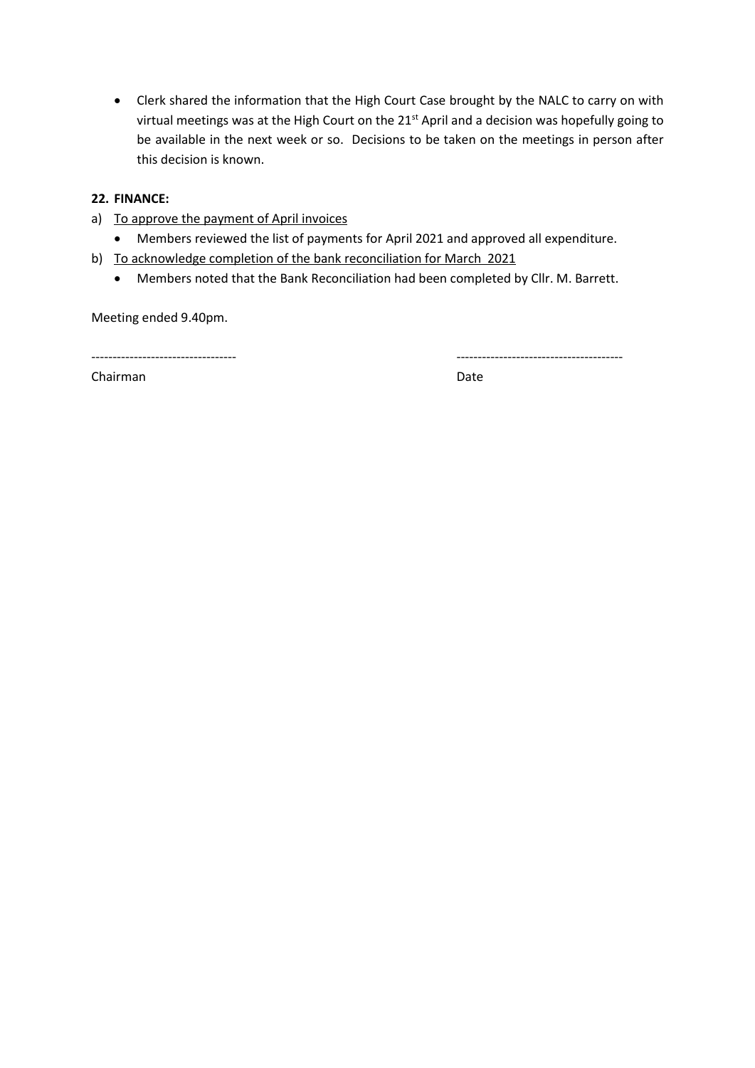- Clerk shared the information that the High Court Case brought by the NALC to carry on with virtual meetings was at the High Court on the 21st April and a decision was hopefully going to be available in the next week or so. Decisions to be taken on the meetings in person after this decision is known.

**22. FINANCE:**

a) To approve the payment of April invoices
   - Members reviewed the list of payments for April 2021 and approved all expenditure.

b) To acknowledge completion of the bank reconciliation for March 2021
   - Members noted that the Bank Reconciliation had been completed by Cllr. M. Barrett.

Meeting ended 9.40pm.

---------------------------------- ---------------------------------------

Chairman Date